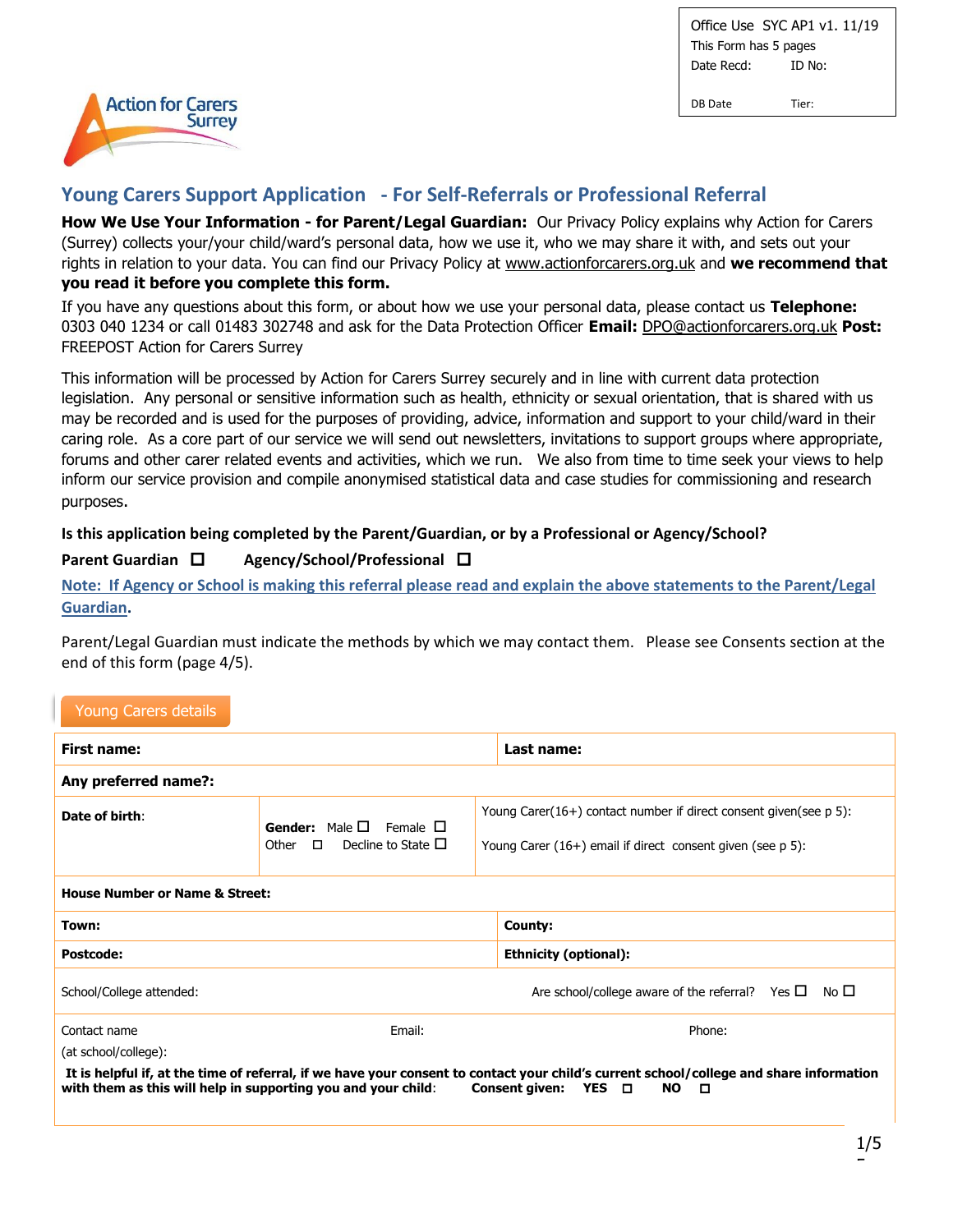| Office Use SYC AP1 v1. 11/19 | |
|---|---|
| This Form has 5 pages | |
| Date Recd: | ID No: |
| DB Date | Tier: |

Action for Carers Surrey

## Young Carers Support Application - For Self-Referrals or Professional Referral

**How We Use Your Information - for Parent/Legal Guardian:** Our Privacy Policy explains why Action for Carers (Surrey) collects your/your child/ward's personal data, how we use it, who we may share it with, and sets out your rights in relation to your data. You can find our Privacy Policy at www.actionforcarers.org.uk and **we recommend that you read it before you complete this form.**

If you have any questions about this form, or about how we use your personal data, please contact us **Telephone:** 0303 040 1234 or call 01483 302748 and ask for the Data Protection Officer **Email:** DPO@actionforcarers.org.uk **Post:** FREEPOST Action for Carers Surrey

This information will be processed by Action for Carers Surrey securely and in line with current data protection legislation. Any personal or sensitive information such as health, ethnicity or sexual orientation, that is shared with us may be recorded and is used for the purposes of providing, advice, information and support to your child/ward in their caring role. As a core part of our service we will send out newsletters, invitations to support groups where appropriate, forums and other carer related events and activities, which we run. We also from time to time seek your views to help inform our service provision and compile anonymised statistical data and case studies for commissioning and research purposes.

**Is this application being completed by the Parent/Guardian, or by a Professional or Agency/School?**

**Parent Guardian** ☐ **Agency/School/Professional** ☐

**Note: If Agency or School is making this referral please read and explain the above statements to the Parent/Legal Guardian.**

Parent/Legal Guardian must indicate the methods by which we may contact them. Please see Consents section at the end of this form (page 4/5).

### Young Carers details

| **First name:** | | **Last name:** |
|---|---|---|
| **Any preferred name?:** | | |
| **Date of birth:** | **Gender:** Male ☐ Female ☐ Other ☐ Decline to State ☐ | Young Carer(16+) contact number if direct consent given(see p 5): <br> Young Carer (16+) email if direct consent given (see p 5): |
| **House Number or Name & Street:** | | |
| **Town:** | | **County:** |
| **Postcode:** | | **Ethnicity (optional):** |
| School/College attended: | | Are school/college aware of the referral? Yes ☐ No ☐ |
| Contact name (at school/college): | Email: | Phone: |

**It is helpful if, at the time of referral, if we have your consent to contact your child's current school/college and share information with them as this will help in supporting you and your child**: **Consent given: YES** ☐ **NO** ☐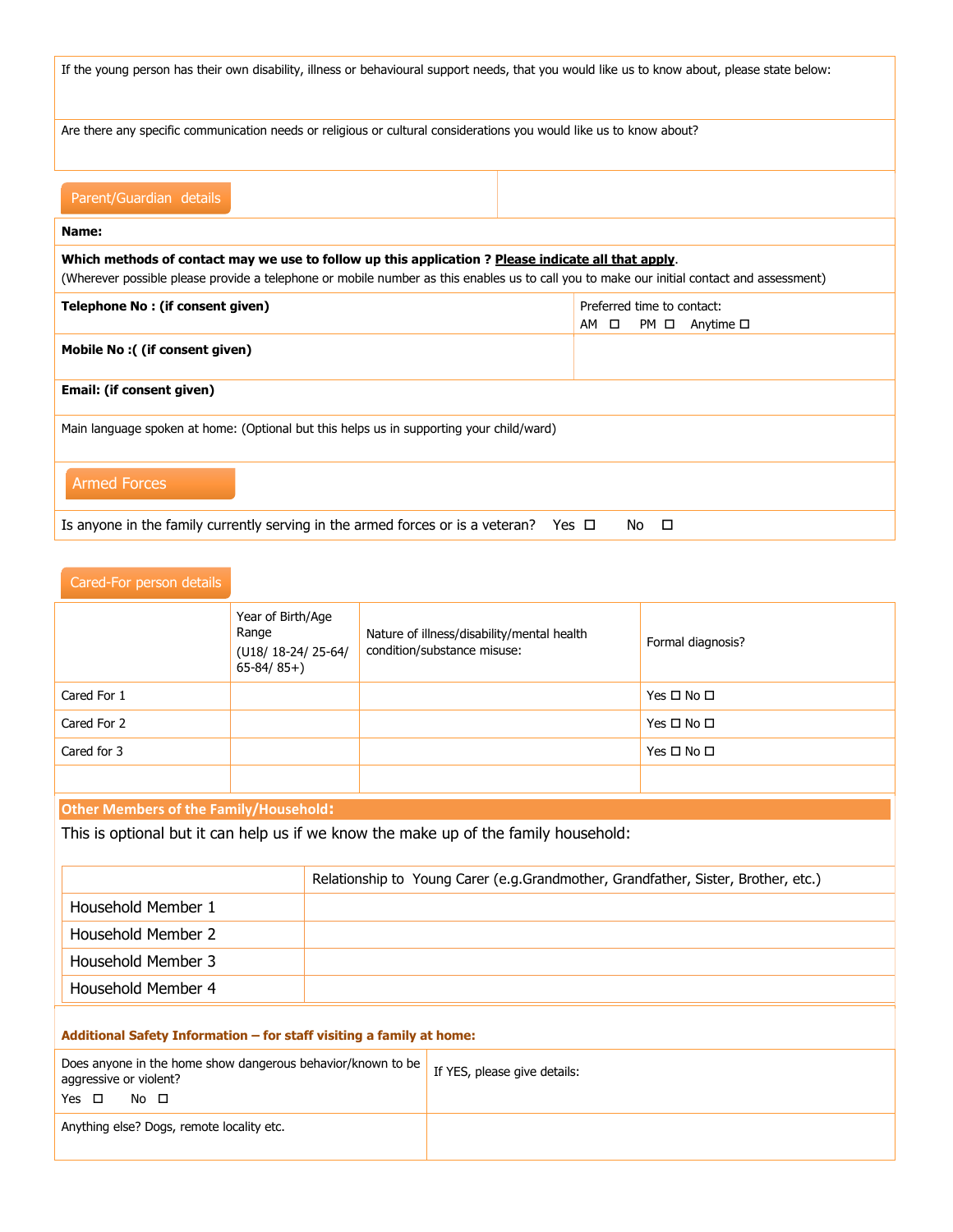If the young person has their own disability, illness or behavioural support needs, that you would like us to know about, please state below:

Are there any specific communication needs or religious or cultural considerations you would like us to know about?

## Parent/Guardian details

**Name:**

**Which methods of contact may we use to follow up this application ? Please indicate all that apply.**
(Wherever possible please provide a telephone or mobile number as this enables us to call you to make our initial contact and assessment)

| **Telephone No : (if consent given)** | Preferred time to contact: AM ☐ PM ☐ Anytime ☐ |
|---|---|
| **Mobile No :( (if consent given)** | |

**Email: (if consent given)**

Main language spoken at home: (Optional but this helps us in supporting your child/ward)

## Armed Forces

Is anyone in the family currently serving in the armed forces or is a veteran? Yes ☐ No ☐

## Cared-For person details

| | Year of Birth/Age Range (U18/ 18-24/ 25-64/ 65-84/ 85+) | Nature of illness/disability/mental health condition/substance misuse: | Formal diagnosis? |
|---|---|---|---|
| Cared For 1 | | | Yes ☐ No ☐ |
| Cared For 2 | | | Yes ☐ No ☐ |
| Cared for 3 | | | Yes ☐ No ☐ |
| | | | |

## Other Members of the Family/Household:

This is optional but it can help us if we know the make up of the family household:

| | Relationship to Young Carer (e.g.Grandmother, Grandfather, Sister, Brother, etc.) |
|---|---|
| Household Member 1 | |
| Household Member 2 | |
| Household Member 3 | |
| Household Member 4 | |

## Additional Safety Information – for staff visiting a family at home:

| Does anyone in the home show dangerous behavior/known to be aggressive or violent? Yes ☐ No ☐ | If YES, please give details: |
|---|---|
| Anything else? Dogs, remote locality etc. | |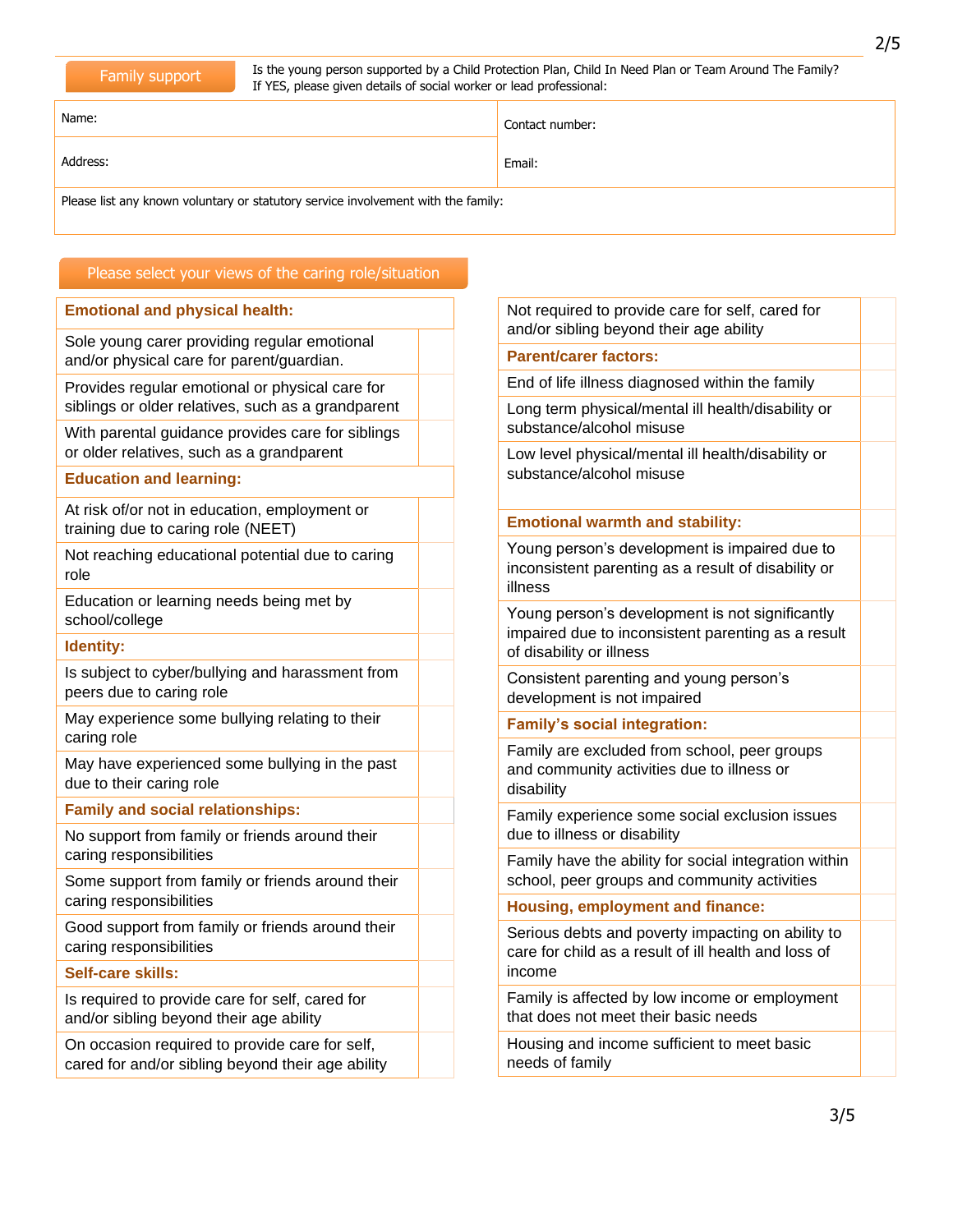## Family support

Is the young person supported by a Child Protection Plan, Child In Need Plan or Team Around The Family?
If YES, please given details of social worker or lead professional:

| Name: | Contact number: |
|---|---|
| Address: | Email: |
| Please list any known voluntary or statutory service involvement with the family: | |

## Please select your views of the caring role/situation

| | |
|---|---|
| **Emotional and physical health:** | |
| Sole young carer providing regular emotional and/or physical care for parent/guardian. | |
| Provides regular emotional or physical care for siblings or older relatives, such as a grandparent | |
| With parental guidance provides care for siblings or older relatives, such as a grandparent | |
| **Education and learning:** | |
| At risk of/or not in education, employment or training due to caring role (NEET) | |
| Not reaching educational potential due to caring role | |
| Education or learning needs being met by school/college | |
| **Identity:** | |
| Is subject to cyber/bullying and harassment from peers due to caring role | |
| May experience some bullying relating to their caring role | |
| May have experienced some bullying in the past due to their caring role | |
| **Family and social relationships:** | |
| No support from family or friends around their caring responsibilities | |
| Some support from family or friends around their caring responsibilities | |
| Good support from family or friends around their caring responsibilities | |
| **Self-care skills:** | |
| Is required to provide care for self, cared for and/or sibling beyond their age ability | |
| On occasion required to provide care for self, cared for and/or sibling beyond their age ability | |
| Not required to provide care for self, cared for and/or sibling beyond their age ability | |
| **Parent/carer factors:** | |
| End of life illness diagnosed within the family | |
| Long term physical/mental ill health/disability or substance/alcohol misuse | |
| Low level physical/mental ill health/disability or substance/alcohol misuse | |
| **Emotional warmth and stability:** | |
| Young person's development is impaired due to inconsistent parenting as a result of disability or illness | |
| Young person's development is not significantly impaired due to inconsistent parenting as a result of disability or illness | |
| Consistent parenting and young person's development is not impaired | |
| **Family's social integration:** | |
| Family are excluded from school, peer groups and community activities due to illness or disability | |
| Family experience some social exclusion issues due to illness or disability | |
| Family have the ability for social integration within school, peer groups and community activities | |
| **Housing, employment and finance:** | |
| Serious debts and poverty impacting on ability to care for child as a result of ill health and loss of income | |
| Family is affected by low income or employment that does not meet their basic needs | |
| Housing and income sufficient to meet basic needs of family | |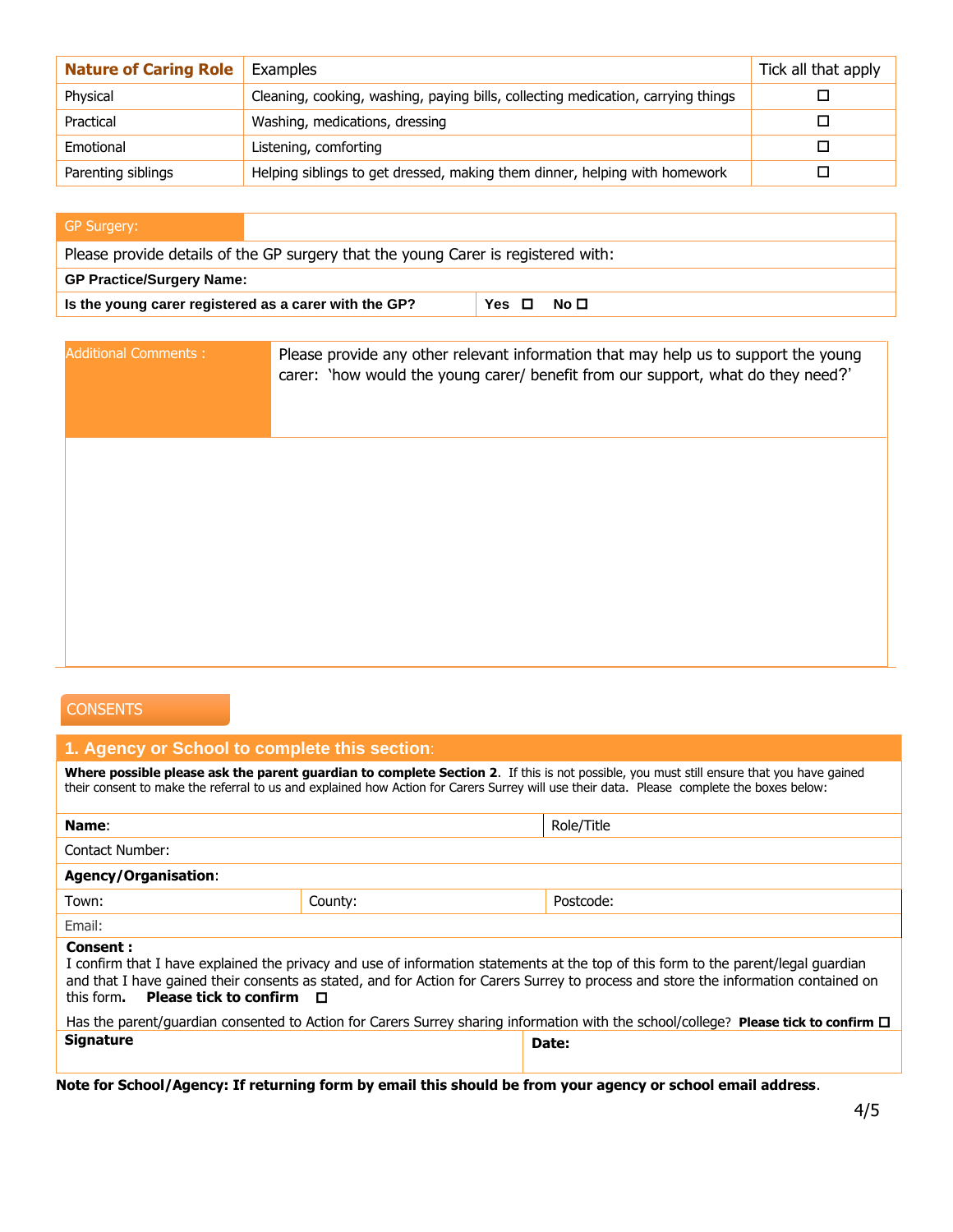| Nature of Caring Role | Examples | Tick all that apply |
| --- | --- | --- |
| Physical | Cleaning, cooking, washing, paying bills, collecting medication, carrying things | ☐ |
| Practical | Washing, medications, dressing | ☐ |
| Emotional | Listening, comforting | ☐ |
| Parenting siblings | Helping siblings to get dressed, making them dinner, helping with homework | ☐ |

| GP Surgery: | |
| --- | --- |
| Please provide details of the GP surgery that the young Carer is registered with: | |
| **GP Practice/Surgery Name:** | |
| **Is the young carer registered as a carer with the GP?** | **Yes** ☐ **No** ☐ |

| Additional Comments : | Please provide any other relevant information that may help us to support the young carer: 'how would the young carer/ benefit from our support, what do they need?' |
| --- | --- |
| | |

## CONSENTS

### 1. Agency or School to complete this section:

**Where possible please ask the parent guardian to complete Section 2**. If this is not possible, you must still ensure that you have gained their consent to make the referral to us and explained how Action for Carers Surrey will use their data. Please complete the boxes below:

| **Name**: | | Role/Title |
| --- | --- | --- |
| Contact Number: | | |
| **Agency/Organisation**: | | |
| Town: | County: | Postcode: |
| Email: | | |

**Consent :**
I confirm that I have explained the privacy and use of information statements at the top of this form to the parent/legal guardian and that I have gained their consents as stated, and for Action for Carers Surrey to process and store the information contained on this form. **Please tick to confirm** ☐

Has the parent/guardian consented to Action for Carers Surrey sharing information with the school/college? **Please tick to confirm** ☐

| **Signature** | **Date:** |
| --- | --- |

**Note for School/Agency: If returning form by email this should be from your agency or school email address**.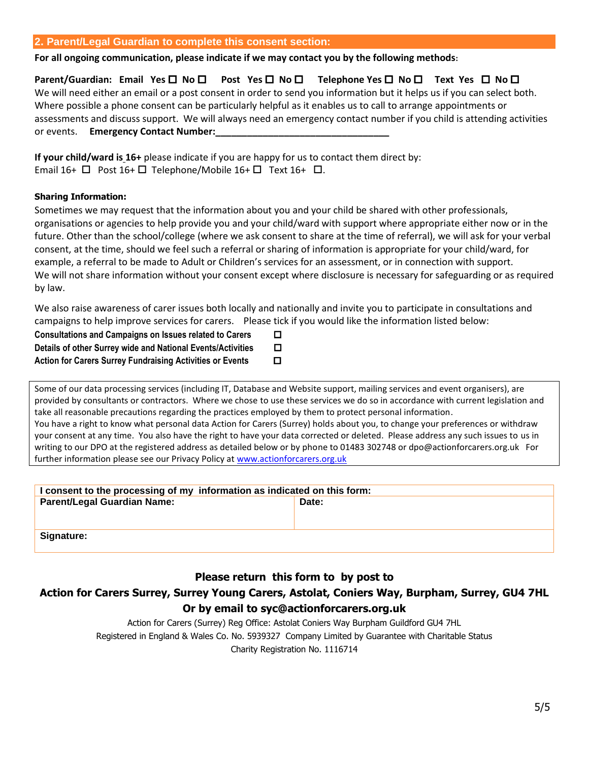## 2. Parent/Legal Guardian to complete this consent section:

**For all ongoing communication, please indicate if we may contact you by the following methods:**

**Parent/Guardian: Email Yes ☐ No ☐ Post Yes ☐ No ☐ Telephone Yes ☐ No ☐ Text Yes ☐ No ☐**

We will need either an email or a post consent in order to send you information but it helps us if you can select both. Where possible a phone consent can be particularly helpful as it enables us to call to arrange appointments or assessments and discuss support. We will always need an emergency contact number if you child is attending activities or events. **Emergency Contact Number:_________________________________**

**If your child/ward is 16+** please indicate if you are happy for us to contact them direct by:
Email 16+ ☐ Post 16+ ☐ Telephone/Mobile 16+ ☐ Text 16+ ☐.

**Sharing Information:**

Sometimes we may request that the information about you and your child be shared with other professionals, organisations or agencies to help provide you and your child/ward with support where appropriate either now or in the future. Other than the school/college (where we ask consent to share at the time of referral), we will ask for your verbal consent, at the time, should we feel such a referral or sharing of information is appropriate for your child/ward, for example, a referral to be made to Adult or Children's services for an assessment, or in connection with support.
We will not share information without your consent except where disclosure is necessary for safeguarding or as required by law.

We also raise awareness of carer issues both locally and nationally and invite you to participate in consultations and campaigns to help improve services for carers. Please tick if you would like the information listed below:

**Consultations and Campaigns on Issues related to Carers** ☐
**Details of other Surrey wide and National Events/Activities** ☐
**Action for Carers Surrey Fundraising Activities or Events** ☐

Some of our data processing services (including IT, Database and Website support, mailing services and event organisers), are provided by consultants or contractors. Where we chose to use these services we do so in accordance with current legislation and take all reasonable precautions regarding the practices employed by them to protect personal information.
You have a right to know what personal data Action for Carers (Surrey) holds about you, to change your preferences or withdraw your consent at any time. You also have the right to have your data corrected or deleted. Please address any such issues to us in writing to our DPO at the registered address as detailed below or by phone to 01483 302748 or dpo@actionforcarers.org.uk For further information please see our Privacy Policy at www.actionforcarers.org.uk

| I consent to the processing of my information as indicated on this form: | |
|---|---|
| **Parent/Legal Guardian Name:** | **Date:** |
| **Signature:** | |

**Please return this form to by post to**

**Action for Carers Surrey, Surrey Young Carers, Astolat, Coniers Way, Burpham, Surrey, GU4 7HL**

**Or by email to syc@actionforcarers.org.uk**

Action for Carers (Surrey) Reg Office: Astolat Coniers Way Burpham Guildford GU4 7HL
Registered in England & Wales Co. No. 5939327 Company Limited by Guarantee with Charitable Status
Charity Registration No. 1116714